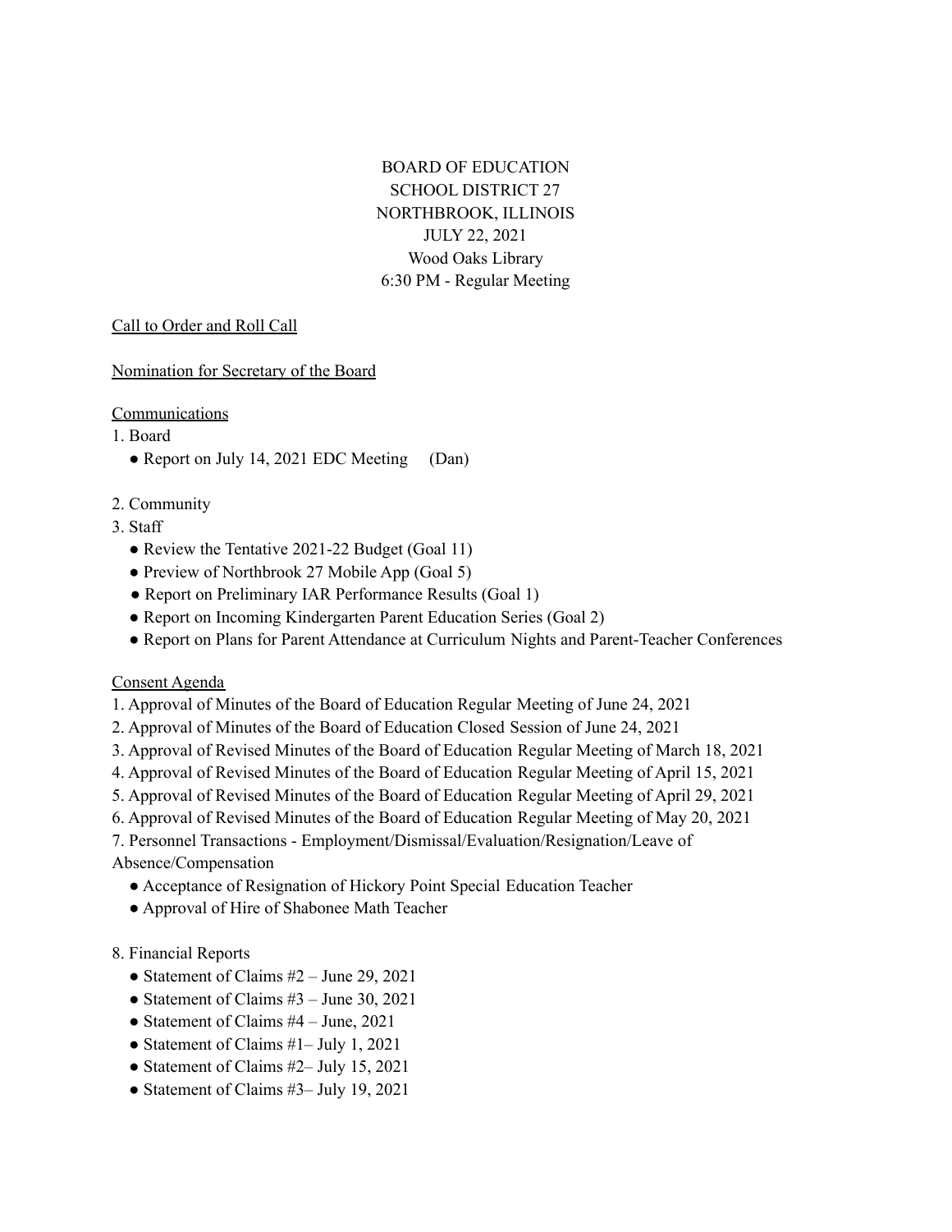BOARD OF EDUCATION
SCHOOL DISTRICT 27
NORTHBROOK, ILLINOIS
JULY 22, 2021
Wood Oaks Library
6:30 PM - Regular Meeting

<u>Call to Order and Roll Call</u>

<u>Nomination for Secretary of the Board</u>

<u>Communications</u>

1. Board
   - Report on July 14, 2021 EDC Meeting (Dan)

2. Community
3. Staff
   - Review the Tentative 2021-22 Budget (Goal 11)
   - Preview of Northbrook 27 Mobile App (Goal 5)
   - Report on Preliminary IAR Performance Results (Goal 1)
   - Report on Incoming Kindergarten Parent Education Series (Goal 2)
   - Report on Plans for Parent Attendance at Curriculum Nights and Parent-Teacher Conferences

<u>Consent Agenda</u>

1. Approval of Minutes of the Board of Education Regular Meeting of June 24, 2021
2. Approval of Minutes of the Board of Education Closed Session of June 24, 2021
3. Approval of Revised Minutes of the Board of Education Regular Meeting of March 18, 2021
4. Approval of Revised Minutes of the Board of Education Regular Meeting of April 15, 2021
5. Approval of Revised Minutes of the Board of Education Regular Meeting of April 29, 2021
6. Approval of Revised Minutes of the Board of Education Regular Meeting of May 20, 2021
7. Personnel Transactions - Employment/Dismissal/Evaluation/Resignation/Leave of Absence/Compensation
   - Acceptance of Resignation of Hickory Point Special Education Teacher
   - Approval of Hire of Shabonee Math Teacher

8. Financial Reports
   - Statement of Claims #2 – June 29, 2021
   - Statement of Claims #3 – June 30, 2021
   - Statement of Claims #4 – June, 2021
   - Statement of Claims #1– July 1, 2021
   - Statement of Claims #2– July 15, 2021
   - Statement of Claims #3– July 19, 2021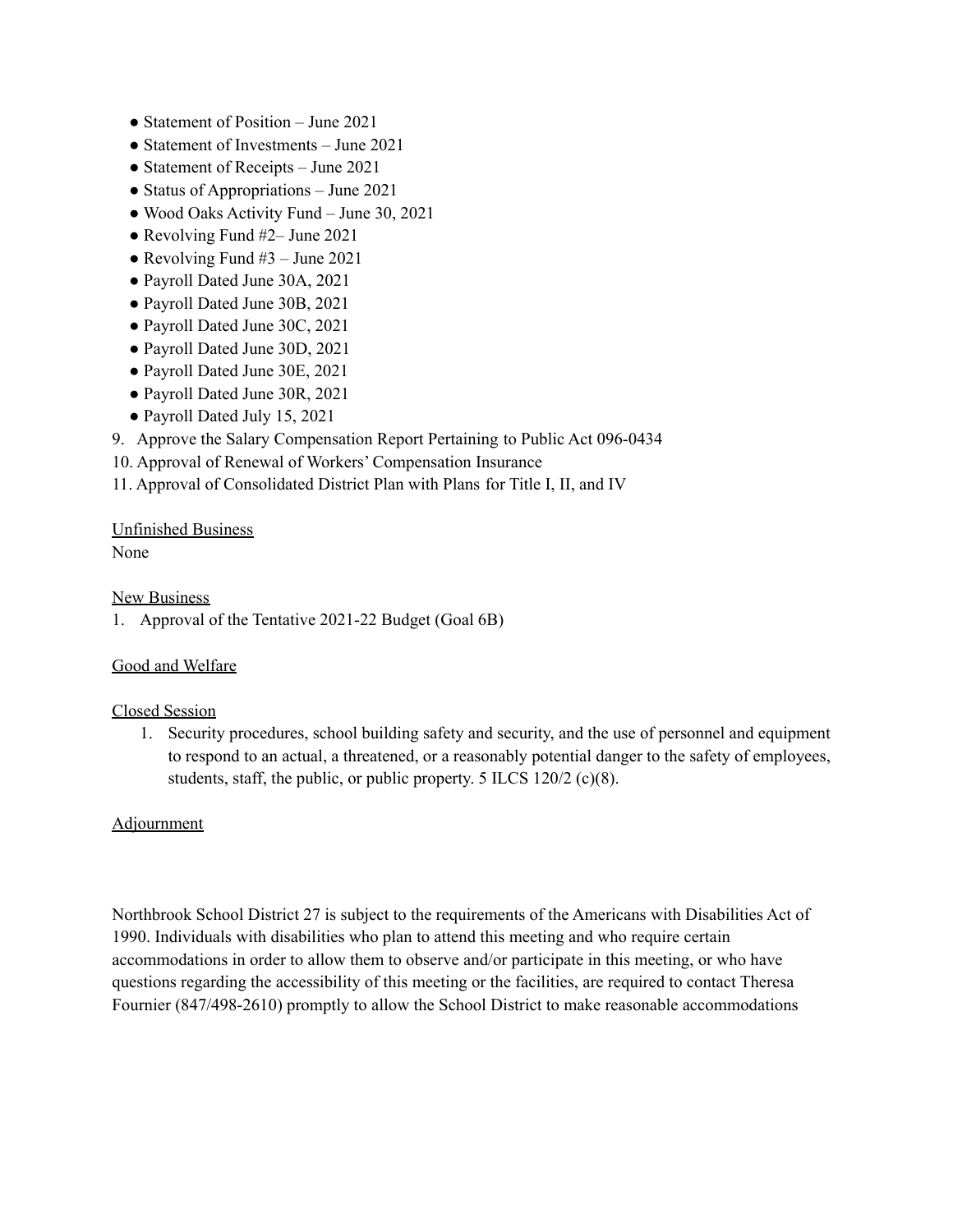- Statement of Position – June 2021
- Statement of Investments – June 2021
- Statement of Receipts – June 2021
- Status of Appropriations – June 2021
- Wood Oaks Activity Fund – June 30, 2021
- Revolving Fund #2– June 2021
- Revolving Fund #3 – June 2021
- Payroll Dated June 30A, 2021
- Payroll Dated June 30B, 2021
- Payroll Dated June 30C, 2021
- Payroll Dated June 30D, 2021
- Payroll Dated June 30E, 2021
- Payroll Dated June 30R, 2021
- Payroll Dated July 15, 2021

9. Approve the Salary Compensation Report Pertaining to Public Act 096-0434
10. Approval of Renewal of Workers' Compensation Insurance
11. Approval of Consolidated District Plan with Plans for Title I, II, and IV

<u>Unfinished Business</u>

None

<u>New Business</u>

1. Approval of the Tentative 2021-22 Budget (Goal 6B)

<u>Good and Welfare</u>

<u>Closed Session</u>

1. Security procedures, school building safety and security, and the use of personnel and equipment to respond to an actual, a threatened, or a reasonably potential danger to the safety of employees, students, staff, the public, or public property. 5 ILCS 120/2 (c)(8).

<u>Adjournment</u>

Northbrook School District 27 is subject to the requirements of the Americans with Disabilities Act of 1990. Individuals with disabilities who plan to attend this meeting and who require certain accommodations in order to allow them to observe and/or participate in this meeting, or who have questions regarding the accessibility of this meeting or the facilities, are required to contact Theresa Fournier (847/498-2610) promptly to allow the School District to make reasonable accommodations